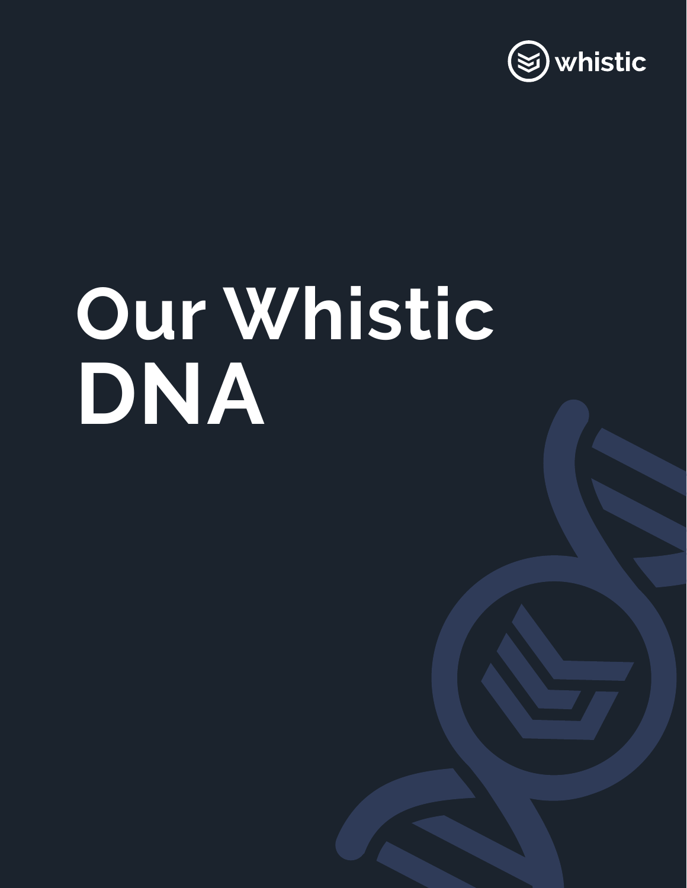whistic

# Our Whistic DNA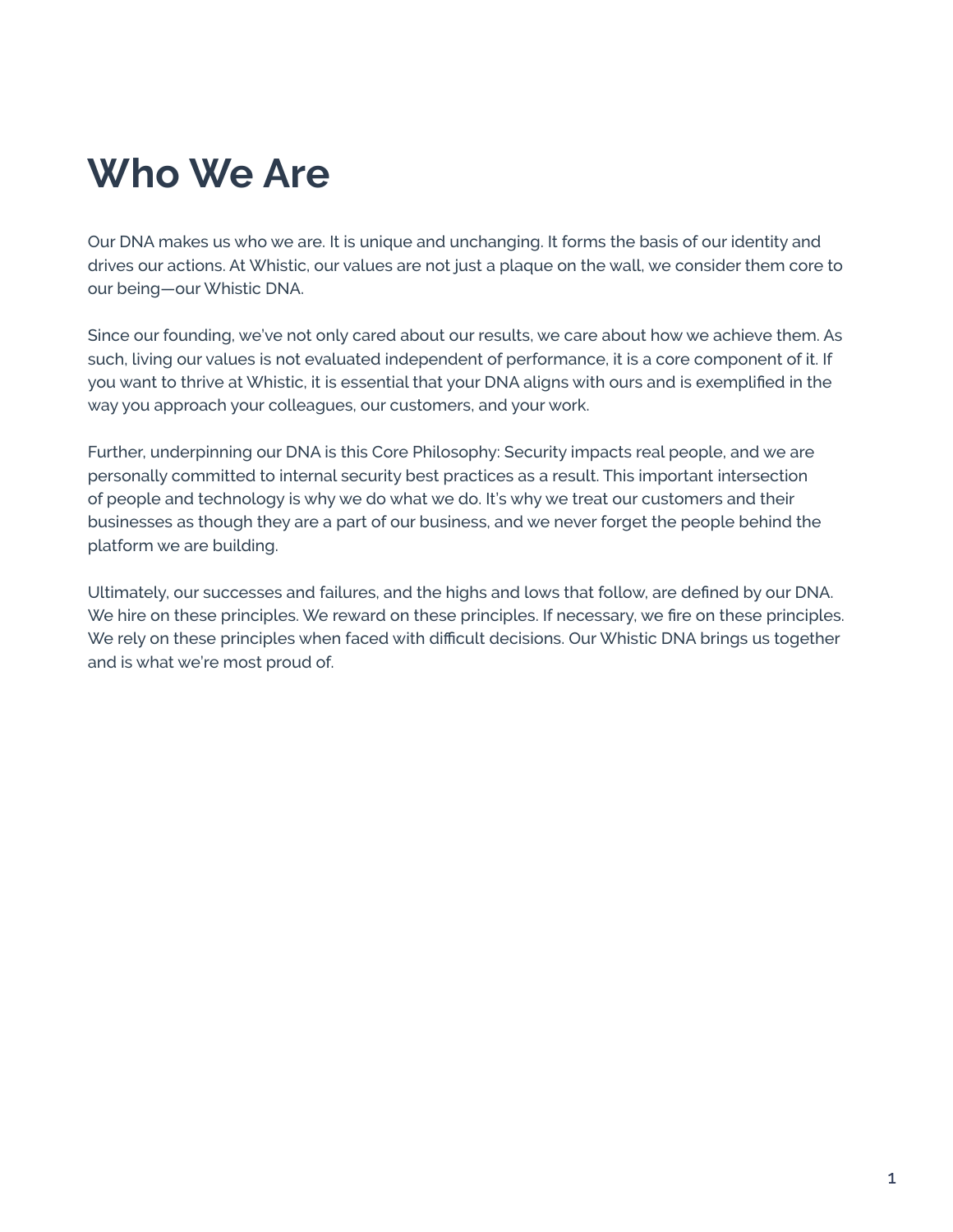# Who We Are

Our DNA makes us who we are. It is unique and unchanging. It forms the basis of our identity and drives our actions. At Whistic, our values are not just a plaque on the wall, we consider them core to our being—our Whistic DNA.

Since our founding, we've not only cared about our results, we care about how we achieve them. As such, living our values is not evaluated independent of performance, it is a core component of it. If you want to thrive at Whistic, it is essential that your DNA aligns with ours and is exemplified in the way you approach your colleagues, our customers, and your work.

Further, underpinning our DNA is this Core Philosophy: Security impacts real people, and we are personally committed to internal security best practices as a result. This important intersection of people and technology is why we do what we do. It's why we treat our customers and their businesses as though they are a part of our business, and we never forget the people behind the platform we are building.

Ultimately, our successes and failures, and the highs and lows that follow, are defined by our DNA. We hire on these principles. We reward on these principles. If necessary, we fire on these principles. We rely on these principles when faced with difficult decisions. Our Whistic DNA brings us together and is what we're most proud of.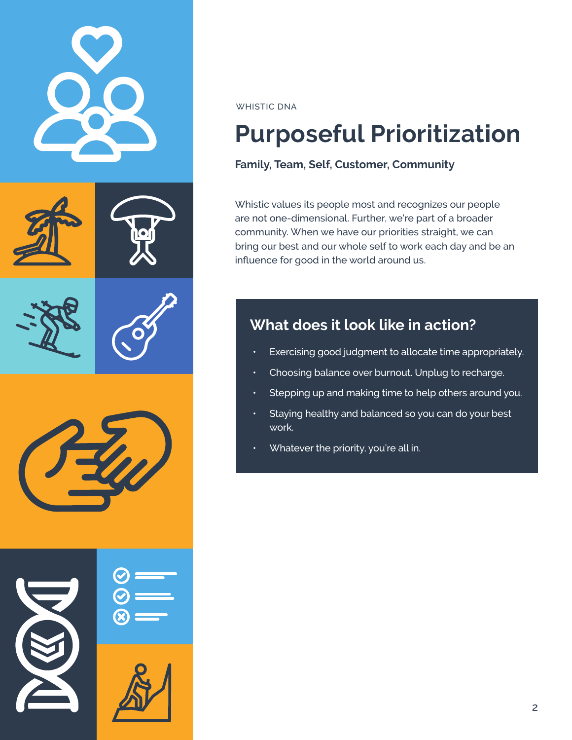WHISTIC DNA

# Purposeful Prioritization

**Family, Team, Self, Customer, Community**

Whistic values its people most and recognizes our people are not one-dimensional. Further, we're part of a broader community. When we have our priorities straight, we can bring our best and our whole self to work each day and be an influence for good in the world around us.

## What does it look like in action?

- Exercising good judgment to allocate time appropriately.
- Choosing balance over burnout. Unplug to recharge.
- Stepping up and making time to help others around you.
- Staying healthy and balanced so you can do your best work.
- Whatever the priority, you're all in.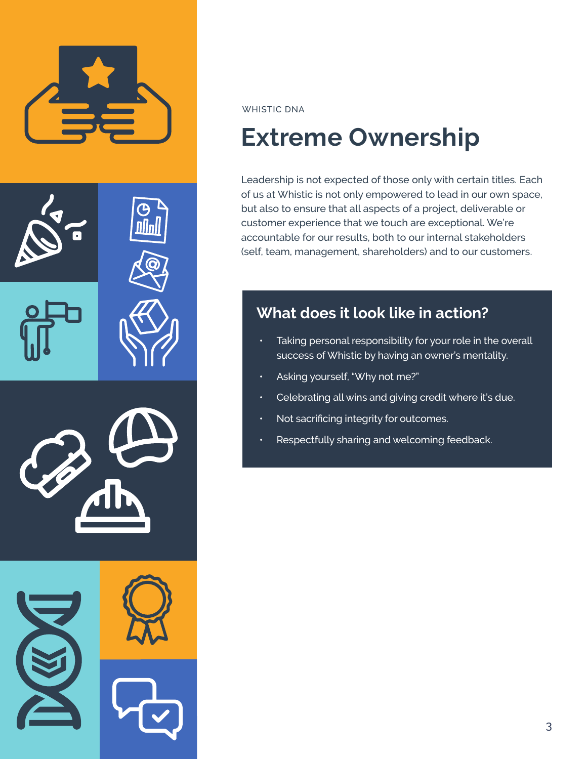WHISTIC DNA

# Extreme Ownership

Leadership is not expected of those only with certain titles. Each of us at Whistic is not only empowered to lead in our own space, but also to ensure that all aspects of a project, deliverable or customer experience that we touch are exceptional. We're accountable for our results, both to our internal stakeholders (self, team, management, shareholders) and to our customers.

## What does it look like in action?

- Taking personal responsibility for your role in the overall success of Whistic by having an owner's mentality.
- Asking yourself, "Why not me?"
- Celebrating all wins and giving credit where it's due.
- Not sacrificing integrity for outcomes.
- Respectfully sharing and welcoming feedback.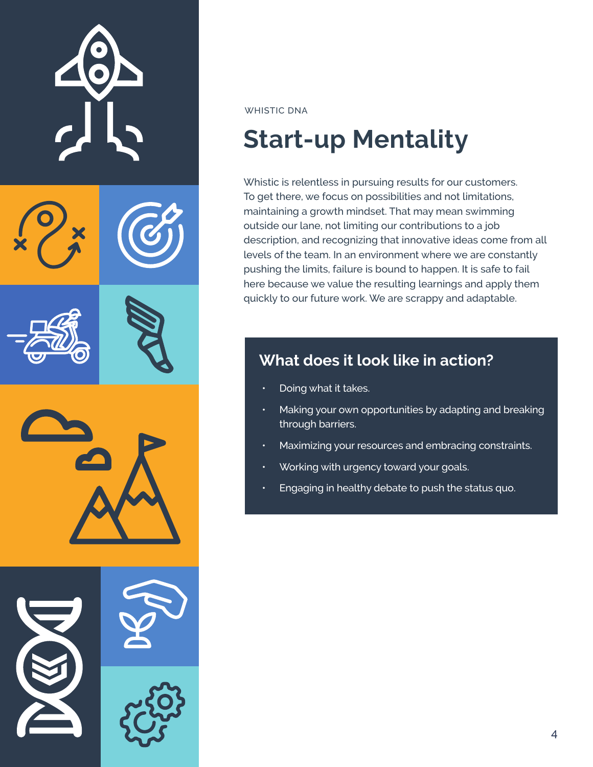WHISTIC DNA

# Start-up Mentality

Whistic is relentless in pursuing results for our customers. To get there, we focus on possibilities and not limitations, maintaining a growth mindset. That may mean swimming outside our lane, not limiting our contributions to a job description, and recognizing that innovative ideas come from all levels of the team. In an environment where we are constantly pushing the limits, failure is bound to happen. It is safe to fail here because we value the resulting learnings and apply them quickly to our future work. We are scrappy and adaptable.

## What does it look like in action?

- Doing what it takes.
- Making your own opportunities by adapting and breaking through barriers.
- Maximizing your resources and embracing constraints.
- Working with urgency toward your goals.
- Engaging in healthy debate to push the status quo.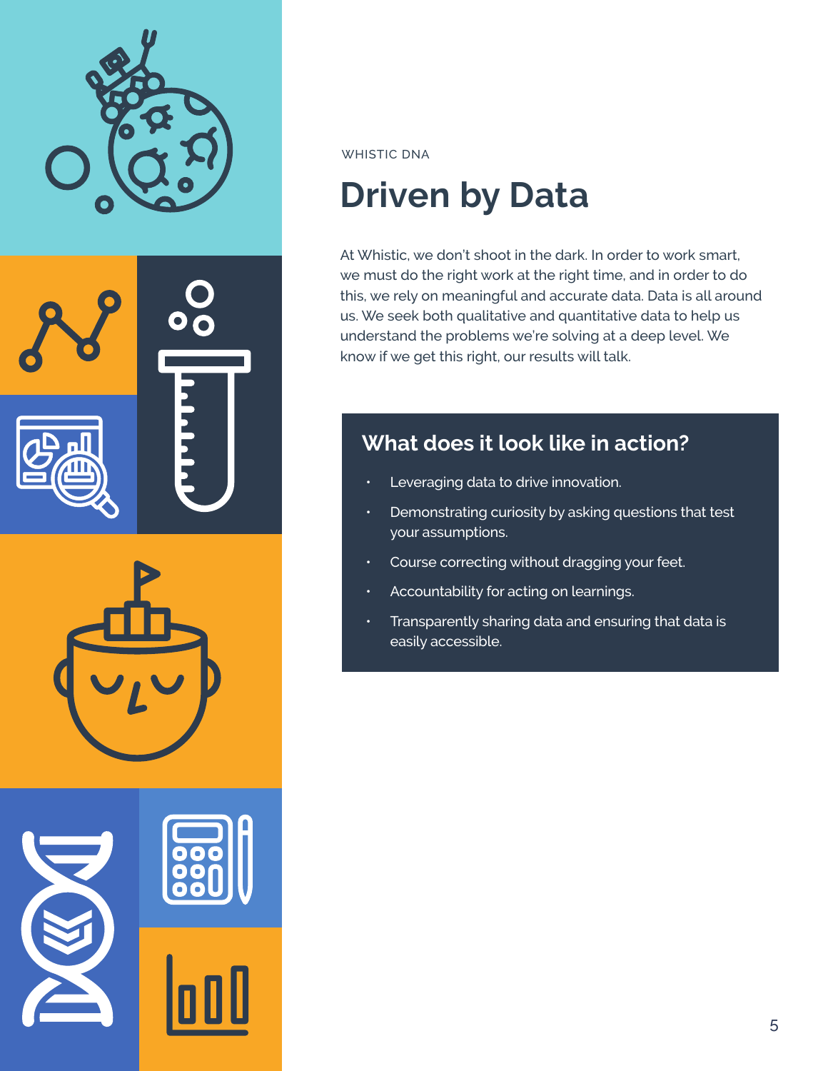WHISTIC DNA

# Driven by Data

At Whistic, we don't shoot in the dark. In order to work smart, we must do the right work at the right time, and in order to do this, we rely on meaningful and accurate data. Data is all around us. We seek both qualitative and quantitative data to help us understand the problems we're solving at a deep level. We know if we get this right, our results will talk.

## What does it look like in action?

- Leveraging data to drive innovation.
- Demonstrating curiosity by asking questions that test your assumptions.
- Course correcting without dragging your feet.
- Accountability for acting on learnings.
- Transparently sharing data and ensuring that data is easily accessible.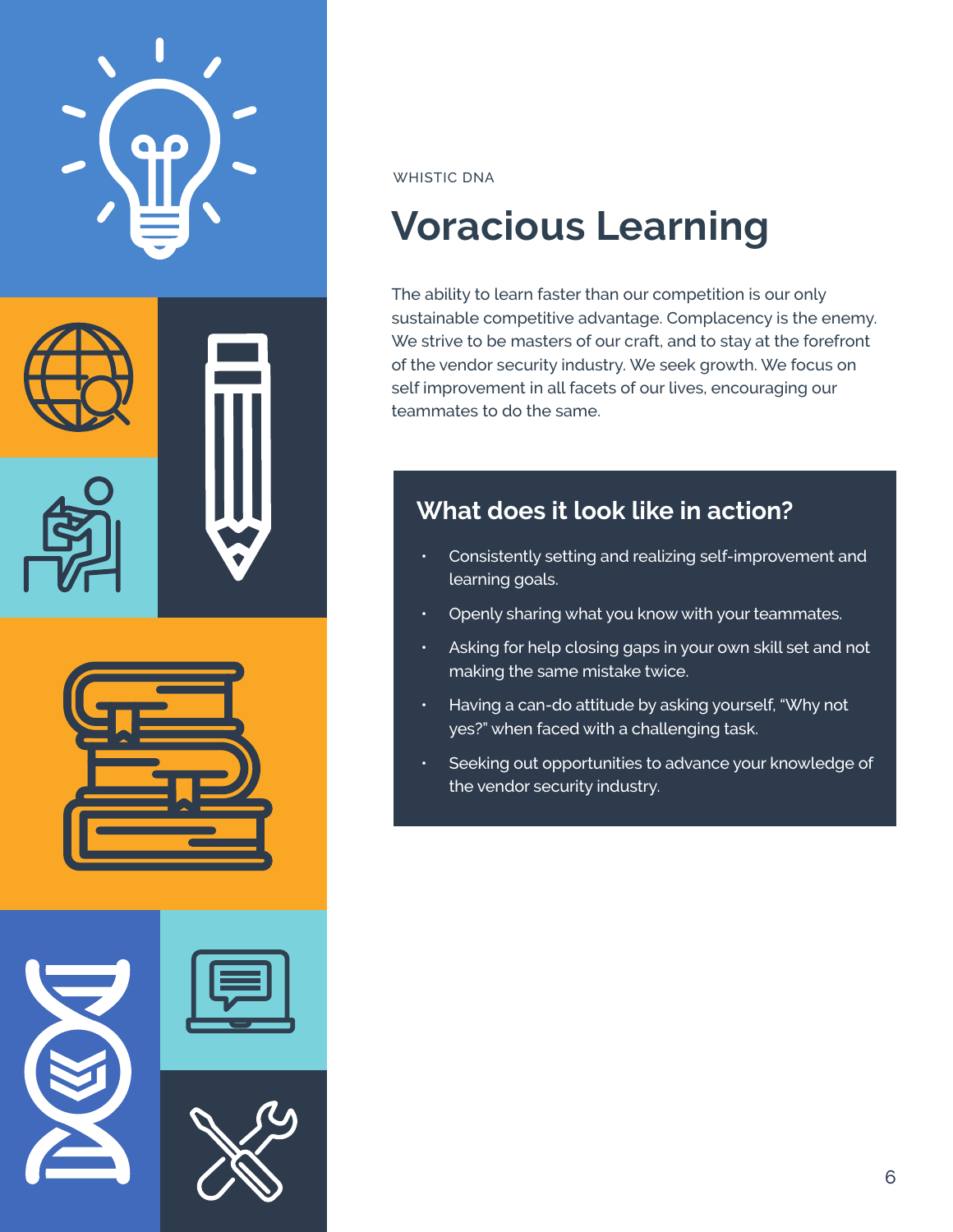WHISTIC DNA

# Voracious Learning

The ability to learn faster than our competition is our only sustainable competitive advantage. Complacency is the enemy. We strive to be masters of our craft, and to stay at the forefront of the vendor security industry. We seek growth. We focus on self improvement in all facets of our lives, encouraging our teammates to do the same.

## What does it look like in action?

- Consistently setting and realizing self-improvement and learning goals.
- Openly sharing what you know with your teammates.
- Asking for help closing gaps in your own skill set and not making the same mistake twice.
- Having a can-do attitude by asking yourself, "Why not yes?" when faced with a challenging task.
- Seeking out opportunities to advance your knowledge of the vendor security industry.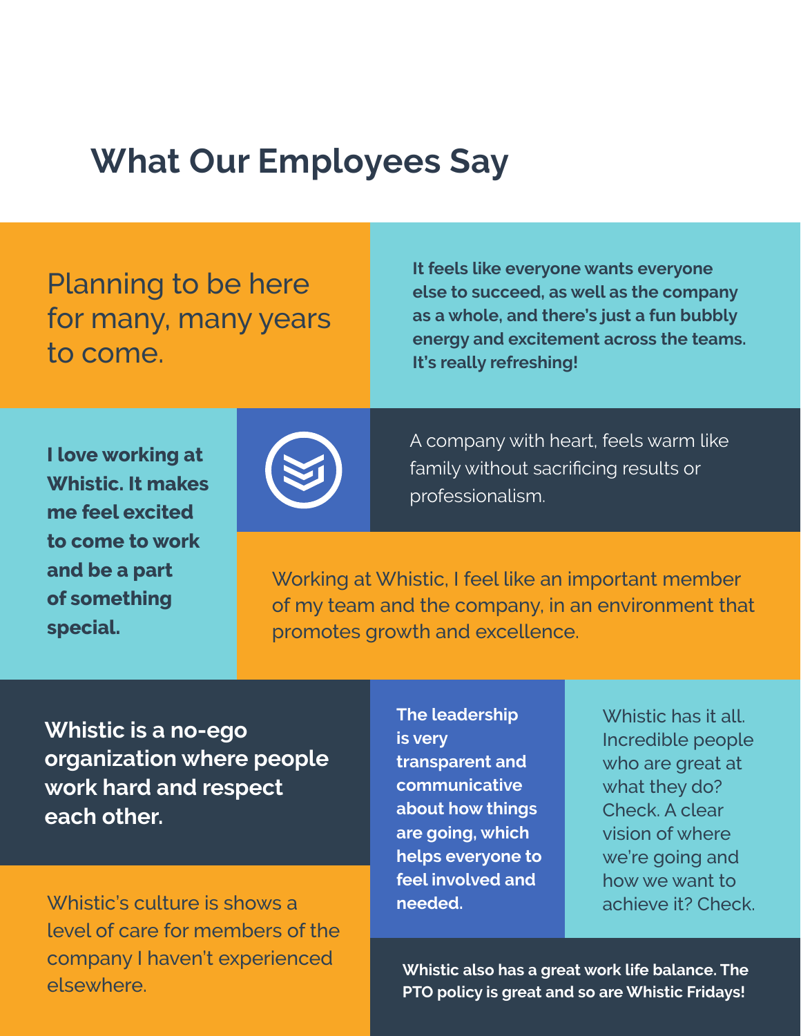## What Our Employees Say

Planning to be here for many, many years to come.

**It feels like everyone wants everyone else to succeed, as well as the company as a whole, and there's just a fun bubbly energy and excitement across the teams. It's really refreshing!**

**I love working at Whistic. It makes me feel excited to come to work and be a part of something special.**

A company with heart, feels warm like family without sacrificing results or professionalism.

Working at Whistic, I feel like an important member of my team and the company, in an environment that promotes growth and excellence.

**Whistic is a no-ego organization where people work hard and respect each other.**

**The leadership is very transparent and communicative about how things are going, which helps everyone to feel involved and needed.**

Whistic has it all. Incredible people who are great at what they do? Check. A clear vision of where we're going and how we want to achieve it? Check.

Whistic's culture is shows a level of care for members of the company I haven't experienced elsewhere.

**Whistic also has a great work life balance. The PTO policy is great and so are Whistic Fridays!**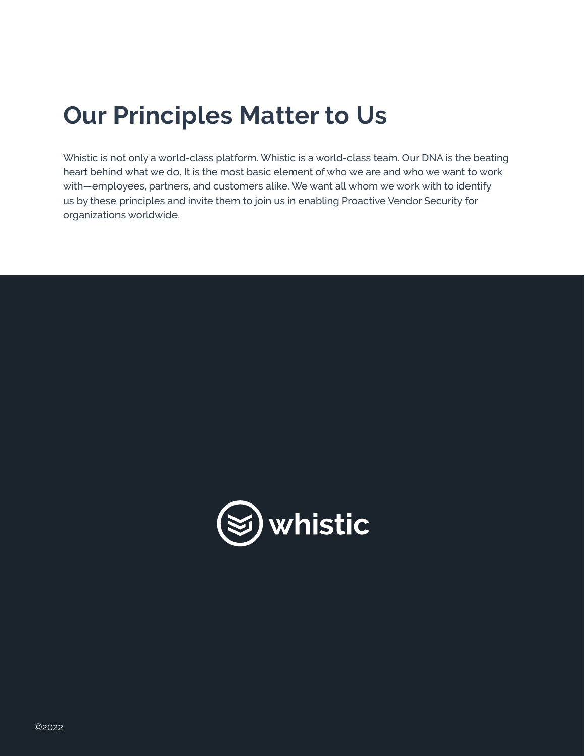# Our Principles Matter to Us

Whistic is not only a world-class platform. Whistic is a world-class team. Our DNA is the beating heart behind what we do. It is the most basic element of who we are and who we want to work with—employees, partners, and customers alike. We want all whom we work with to identify us by these principles and invite them to join us in enabling Proactive Vendor Security for organizations worldwide.

whistic

©2022